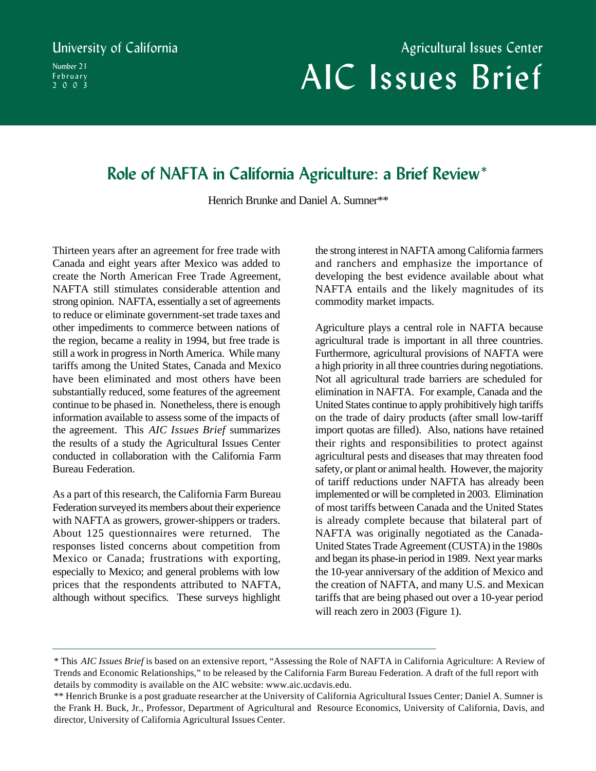University of California

Number 21
February
2003

Agricultural Issues Center

# AIC Issues Brief

## Role of NAFTA in California Agriculture: a Brief Review*

Henrich Brunke and Daniel A. Sumner**

Thirteen years after an agreement for free trade with Canada and eight years after Mexico was added to create the North American Free Trade Agreement, NAFTA still stimulates considerable attention and strong opinion. NAFTA, essentially a set of agreements to reduce or eliminate government-set trade taxes and other impediments to commerce between nations of the region, became a reality in 1994, but free trade is still a work in progress in North America. While many tariffs among the United States, Canada and Mexico have been eliminated and most others have been substantially reduced, some features of the agreement continue to be phased in. Nonetheless, there is enough information available to assess some of the impacts of the agreement. This *AIC Issues Brief* summarizes the results of a study the Agricultural Issues Center conducted in collaboration with the California Farm Bureau Federation.

As a part of this research, the California Farm Bureau Federation surveyed its members about their experience with NAFTA as growers, grower-shippers or traders. About 125 questionnaires were returned. The responses listed concerns about competition from Mexico or Canada; frustrations with exporting, especially to Mexico; and general problems with low prices that the respondents attributed to NAFTA, although without specifics. These surveys highlight the strong interest in NAFTA among California farmers and ranchers and emphasize the importance of developing the best evidence available about what NAFTA entails and the likely magnitudes of its commodity market impacts.

Agriculture plays a central role in NAFTA because agricultural trade is important in all three countries. Furthermore, agricultural provisions of NAFTA were a high priority in all three countries during negotiations. Not all agricultural trade barriers are scheduled for elimination in NAFTA. For example, Canada and the United States continue to apply prohibitively high tariffs on the trade of dairy products (after small low-tariff import quotas are filled). Also, nations have retained their rights and responsibilities to protect against agricultural pests and diseases that may threaten food safety, or plant or animal health. However, the majority of tariff reductions under NAFTA has already been implemented or will be completed in 2003. Elimination of most tariffs between Canada and the United States is already complete because that bilateral part of NAFTA was originally negotiated as the Canada-United States Trade Agreement (CUSTA) in the 1980s and began its phase-in period in 1989. Next year marks the 10-year anniversary of the addition of Mexico and the creation of NAFTA, and many U.S. and Mexican tariffs that are being phased out over a 10-year period will reach zero in 2003 (Figure 1).

---

* This *AIC Issues Brief* is based on an extensive report, "Assessing the Role of NAFTA in California Agriculture: A Review of Trends and Economic Relationships," to be released by the California Farm Bureau Federation. A draft of the full report with details by commodity is available on the AIC website: www.aic.ucdavis.edu.

** Henrich Brunke is a post graduate researcher at the University of California Agricultural Issues Center; Daniel A. Sumner is the Frank H. Buck, Jr., Professor, Department of Agricultural and Resource Economics, University of California, Davis, and director, University of California Agricultural Issues Center.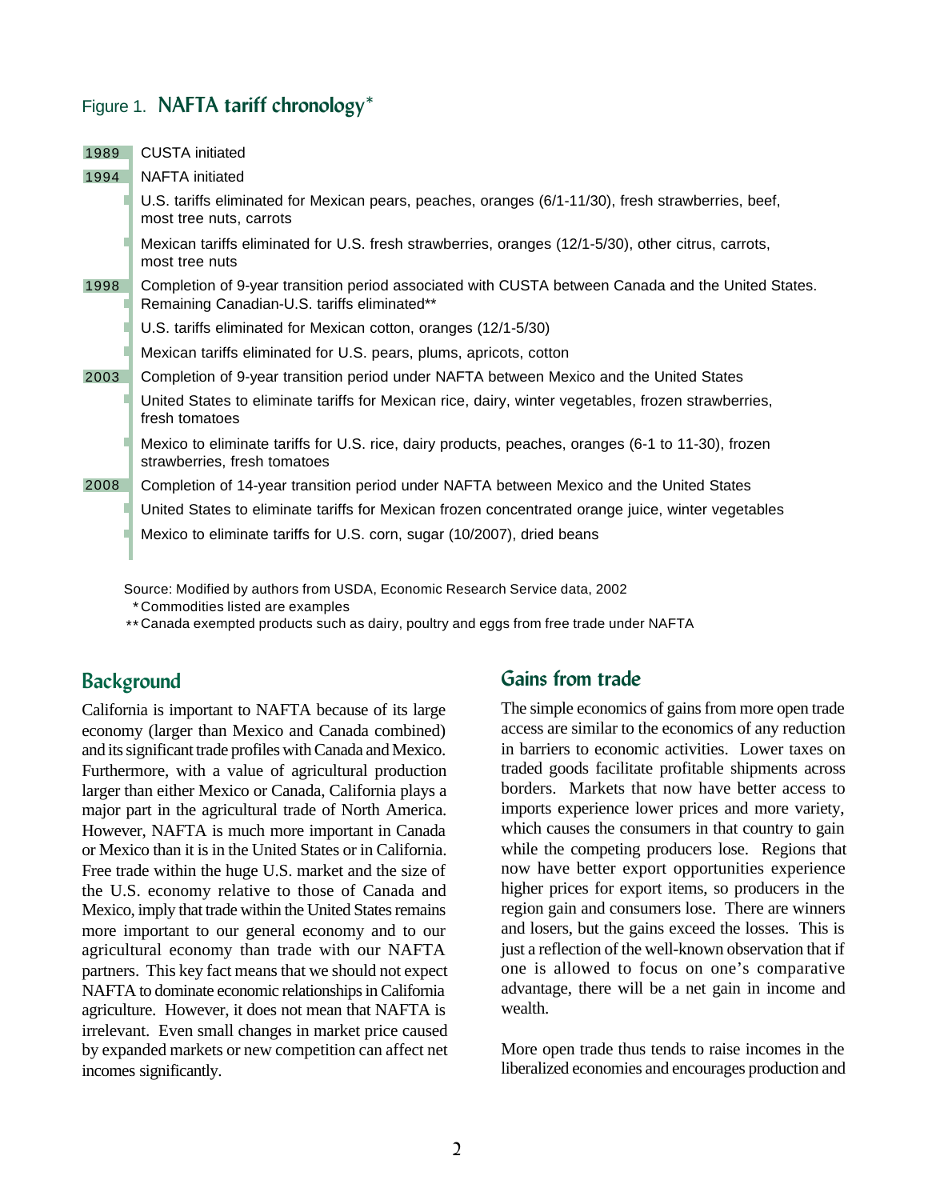Figure 1. **NAFTA tariff chronology***

**1989** CUSTA initiated

**1994** NAFTA initiated

- U.S. tariffs eliminated for Mexican pears, peaches, oranges (6/1-11/30), fresh strawberries, beef, most tree nuts, carrots
- Mexican tariffs eliminated for U.S. fresh strawberries, oranges (12/1-5/30), other citrus, carrots, most tree nuts

**1998** Completion of 9-year transition period associated with CUSTA between Canada and the United States.

- Remaining Canadian-U.S. tariffs eliminated**
- U.S. tariffs eliminated for Mexican cotton, oranges (12/1-5/30)
- Mexican tariffs eliminated for U.S. pears, plums, apricots, cotton

**2003** Completion of 9-year transition period under NAFTA between Mexico and the United States

- United States to eliminate tariffs for Mexican rice, dairy, winter vegetables, frozen strawberries, fresh tomatoes
- Mexico to eliminate tariffs for U.S. rice, dairy products, peaches, oranges (6-1 to 11-30), frozen strawberries, fresh tomatoes

**2008** Completion of 14-year transition period under NAFTA between Mexico and the United States

- United States to eliminate tariffs for Mexican frozen concentrated orange juice, winter vegetables
- Mexico to eliminate tariffs for U.S. corn, sugar (10/2007), dried beans

Source: Modified by authors from USDA, Economic Research Service data, 2002

*Commodities listed are examples

**Canada exempted products such as dairy, poultry and eggs from free trade under NAFTA

## Background

California is important to NAFTA because of its large economy (larger than Mexico and Canada combined) and its significant trade profiles with Canada and Mexico. Furthermore, with a value of agricultural production larger than either Mexico or Canada, California plays a major part in the agricultural trade of North America. However, NAFTA is much more important in Canada or Mexico than it is in the United States or in California. Free trade within the huge U.S. market and the size of the U.S. economy relative to those of Canada and Mexico, imply that trade within the United States remains more important to our general economy and to our agricultural economy than trade with our NAFTA partners. This key fact means that we should not expect NAFTA to dominate economic relationships in California agriculture. However, it does not mean that NAFTA is irrelevant. Even small changes in market price caused by expanded markets or new competition can affect net incomes significantly.

## Gains from trade

The simple economics of gains from more open trade access are similar to the economics of any reduction in barriers to economic activities. Lower taxes on traded goods facilitate profitable shipments across borders. Markets that now have better access to imports experience lower prices and more variety, which causes the consumers in that country to gain while the competing producers lose. Regions that now have better export opportunities experience higher prices for export items, so producers in the region gain and consumers lose. There are winners and losers, but the gains exceed the losses. This is just a reflection of the well-known observation that if one is allowed to focus on one's comparative advantage, there will be a net gain in income and wealth.

More open trade thus tends to raise incomes in the liberalized economies and encourages production and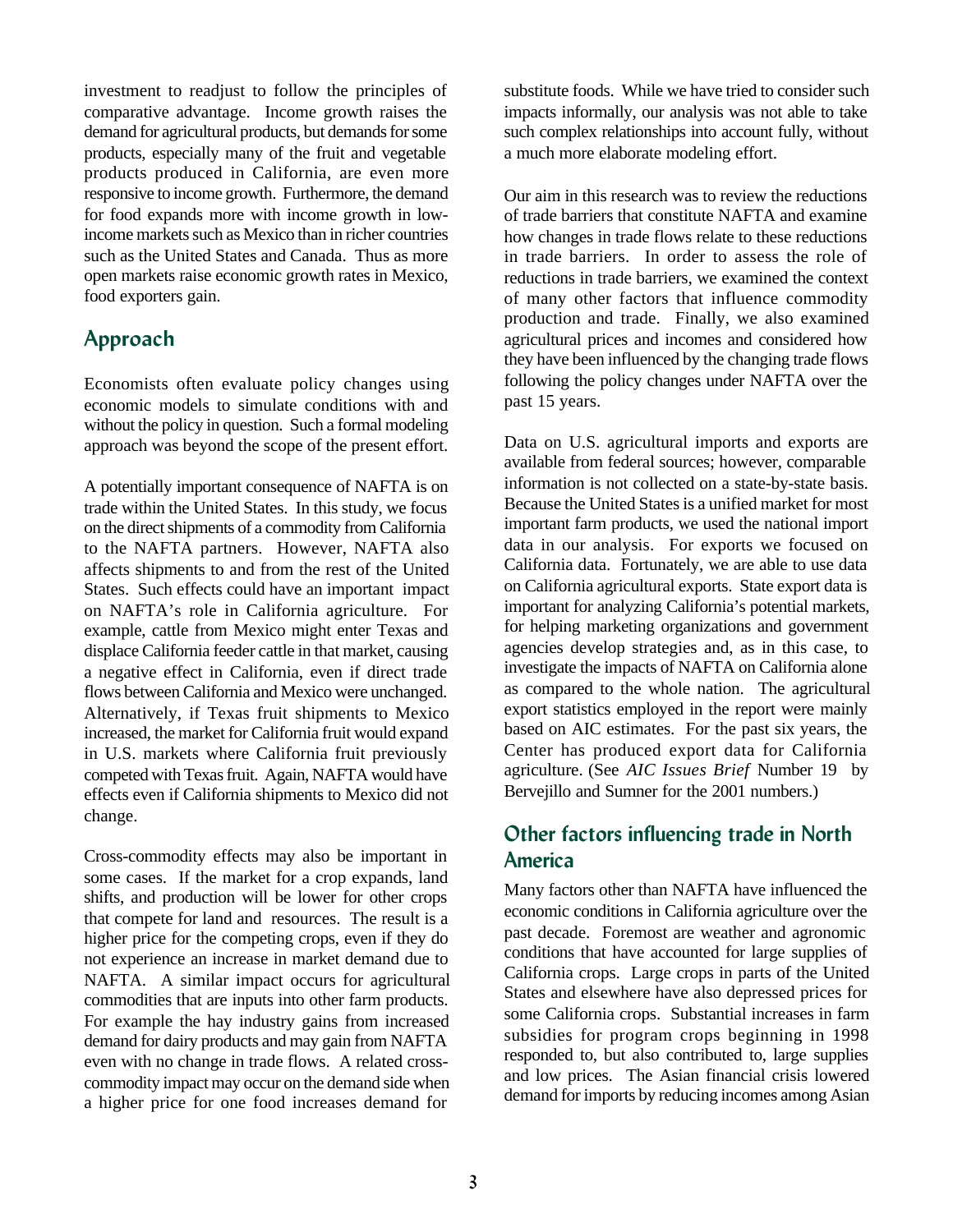investment to readjust to follow the principles of comparative advantage. Income growth raises the demand for agricultural products, but demands for some products, especially many of the fruit and vegetable products produced in California, are even more responsive to income growth. Furthermore, the demand for food expands more with income growth in low-income markets such as Mexico than in richer countries such as the United States and Canada. Thus as more open markets raise economic growth rates in Mexico, food exporters gain.

## Approach

Economists often evaluate policy changes using economic models to simulate conditions with and without the policy in question. Such a formal modeling approach was beyond the scope of the present effort.

A potentially important consequence of NAFTA is on trade within the United States. In this study, we focus on the direct shipments of a commodity from California to the NAFTA partners. However, NAFTA also affects shipments to and from the rest of the United States. Such effects could have an important impact on NAFTA's role in California agriculture. For example, cattle from Mexico might enter Texas and displace California feeder cattle in that market, causing a negative effect in California, even if direct trade flows between California and Mexico were unchanged. Alternatively, if Texas fruit shipments to Mexico increased, the market for California fruit would expand in U.S. markets where California fruit previously competed with Texas fruit. Again, NAFTA would have effects even if California shipments to Mexico did not change.

Cross-commodity effects may also be important in some cases. If the market for a crop expands, land shifts, and production will be lower for other crops that compete for land and resources. The result is a higher price for the competing crops, even if they do not experience an increase in market demand due to NAFTA. A similar impact occurs for agricultural commodities that are inputs into other farm products. For example the hay industry gains from increased demand for dairy products and may gain from NAFTA even with no change in trade flows. A related cross-commodity impact may occur on the demand side when a higher price for one food increases demand for substitute foods. While we have tried to consider such impacts informally, our analysis was not able to take such complex relationships into account fully, without a much more elaborate modeling effort.

Our aim in this research was to review the reductions of trade barriers that constitute NAFTA and examine how changes in trade flows relate to these reductions in trade barriers. In order to assess the role of reductions in trade barriers, we examined the context of many other factors that influence commodity production and trade. Finally, we also examined agricultural prices and incomes and considered how they have been influenced by the changing trade flows following the policy changes under NAFTA over the past 15 years.

Data on U.S. agricultural imports and exports are available from federal sources; however, comparable information is not collected on a state-by-state basis. Because the United States is a unified market for most important farm products, we used the national import data in our analysis. For exports we focused on California data. Fortunately, we are able to use data on California agricultural exports. State export data is important for analyzing California's potential markets, for helping marketing organizations and government agencies develop strategies and, as in this case, to investigate the impacts of NAFTA on California alone as compared to the whole nation. The agricultural export statistics employed in the report were mainly based on AIC estimates. For the past six years, the Center has produced export data for California agriculture. (See *AIC Issues Brief* Number 19 by Bervejillo and Sumner for the 2001 numbers.)

## Other factors influencing trade in North America

Many factors other than NAFTA have influenced the economic conditions in California agriculture over the past decade. Foremost are weather and agronomic conditions that have accounted for large supplies of California crops. Large crops in parts of the United States and elsewhere have also depressed prices for some California crops. Substantial increases in farm subsidies for program crops beginning in 1998 responded to, but also contributed to, large supplies and low prices. The Asian financial crisis lowered demand for imports by reducing incomes among Asian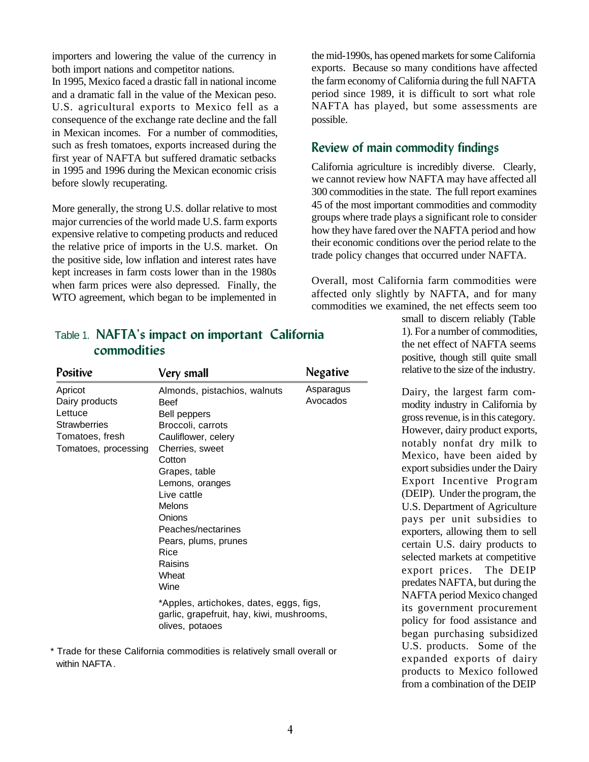importers and lowering the value of the currency in both import nations and competitor nations.

In 1995, Mexico faced a drastic fall in national income and a dramatic fall in the value of the Mexican peso. U.S. agricultural exports to Mexico fell as a consequence of the exchange rate decline and the fall in Mexican incomes. For a number of commodities, such as fresh tomatoes, exports increased during the first year of NAFTA but suffered dramatic setbacks in 1995 and 1996 during the Mexican economic crisis before slowly recuperating.

More generally, the strong U.S. dollar relative to most major currencies of the world made U.S. farm exports expensive relative to competing products and reduced the relative price of imports in the U.S. market. On the positive side, low inflation and interest rates have kept increases in farm costs lower than in the 1980s when farm prices were also depressed. Finally, the WTO agreement, which began to be implemented in the mid-1990s, has opened markets for some California exports. Because so many conditions have affected the farm economy of California during the full NAFTA period since 1989, it is difficult to sort what role NAFTA has played, but some assessments are possible.

## Review of main commodity findings

California agriculture is incredibly diverse. Clearly, we cannot review how NAFTA may have affected all 300 commodities in the state. The full report examines 45 of the most important commodities and commodity groups where trade plays a significant role to consider how they have fared over the NAFTA period and how their economic conditions over the period relate to the trade policy changes that occurred under NAFTA.

Overall, most California farm commodities were affected only slightly by NAFTA, and for many commodities we examined, the net effects seem too small to discern reliably (Table 1). For a number of commodities, the net effect of NAFTA seems positive, though still quite small relative to the size of the industry.

Table 1. **NAFTA's impact on important California commodities**

| Positive | Very small | Negative |
|---|---|---|
| Apricot | Almonds, pistachios, walnuts | Asparagus |
| Dairy products | Beef | Avocados |
| Lettuce | Bell peppers | |
| Strawberries | Broccoli, carrots | |
| Tomatoes, fresh | Cauliflower, celery | |
| Tomatoes, processing | Cherries, sweet | |
| | Cotton | |
| | Grapes, table | |
| | Lemons, oranges | |
| | Live cattle | |
| | Melons | |
| | Onions | |
| | Peaches/nectarines | |
| | Pears, plums, prunes | |
| | Rice | |
| | Raisins | |
| | Wheat | |
| | Wine | |
| | *Apples, artichokes, dates, eggs, figs, garlic, grapefruit, hay, kiwi, mushrooms, olives, potaoes | |

\* Trade for these California commodities is relatively small overall or within NAFTA.

Dairy, the largest farm commodity industry in California by gross revenue, is in this category. However, dairy product exports, notably nonfat dry milk to Mexico, have been aided by export subsidies under the Dairy Export Incentive Program (DEIP). Under the program, the U.S. Department of Agriculture pays per unit subsidies to exporters, allowing them to sell certain U.S. dairy products to selected markets at competitive export prices. The DEIP predates NAFTA, but during the NAFTA period Mexico changed its government procurement policy for food assistance and began purchasing subsidized U.S. products. Some of the expanded exports of dairy products to Mexico followed from a combination of the DEIP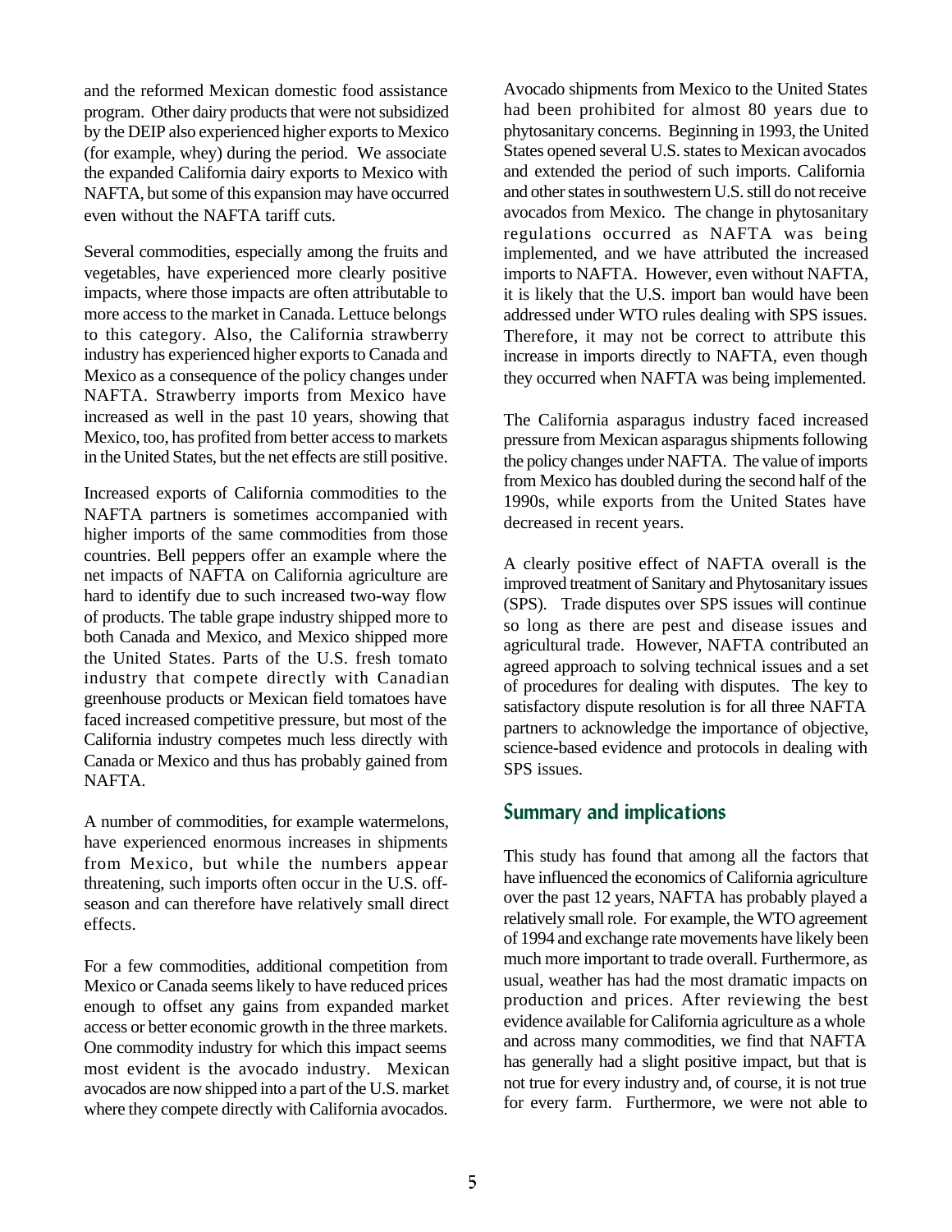and the reformed Mexican domestic food assistance program. Other dairy products that were not subsidized by the DEIP also experienced higher exports to Mexico (for example, whey) during the period. We associate the expanded California dairy exports to Mexico with NAFTA, but some of this expansion may have occurred even without the NAFTA tariff cuts.

Several commodities, especially among the fruits and vegetables, have experienced more clearly positive impacts, where those impacts are often attributable to more access to the market in Canada. Lettuce belongs to this category. Also, the California strawberry industry has experienced higher exports to Canada and Mexico as a consequence of the policy changes under NAFTA. Strawberry imports from Mexico have increased as well in the past 10 years, showing that Mexico, too, has profited from better access to markets in the United States, but the net effects are still positive.

Increased exports of California commodities to the NAFTA partners is sometimes accompanied with higher imports of the same commodities from those countries. Bell peppers offer an example where the net impacts of NAFTA on California agriculture are hard to identify due to such increased two-way flow of products. The table grape industry shipped more to both Canada and Mexico, and Mexico shipped more the United States. Parts of the U.S. fresh tomato industry that compete directly with Canadian greenhouse products or Mexican field tomatoes have faced increased competitive pressure, but most of the California industry competes much less directly with Canada or Mexico and thus has probably gained from NAFTA.

A number of commodities, for example watermelons, have experienced enormous increases in shipments from Mexico, but while the numbers appear threatening, such imports often occur in the U.S. off-season and can therefore have relatively small direct effects.

For a few commodities, additional competition from Mexico or Canada seems likely to have reduced prices enough to offset any gains from expanded market access or better economic growth in the three markets. One commodity industry for which this impact seems most evident is the avocado industry. Mexican avocados are now shipped into a part of the U.S. market where they compete directly with California avocados. Avocado shipments from Mexico to the United States had been prohibited for almost 80 years due to phytosanitary concerns. Beginning in 1993, the United States opened several U.S. states to Mexican avocados and extended the period of such imports. California and other states in southwestern U.S. still do not receive avocados from Mexico. The change in phytosanitary regulations occurred as NAFTA was being implemented, and we have attributed the increased imports to NAFTA. However, even without NAFTA, it is likely that the U.S. import ban would have been addressed under WTO rules dealing with SPS issues. Therefore, it may not be correct to attribute this increase in imports directly to NAFTA, even though they occurred when NAFTA was being implemented.

The California asparagus industry faced increased pressure from Mexican asparagus shipments following the policy changes under NAFTA. The value of imports from Mexico has doubled during the second half of the 1990s, while exports from the United States have decreased in recent years.

A clearly positive effect of NAFTA overall is the improved treatment of Sanitary and Phytosanitary issues (SPS). Trade disputes over SPS issues will continue so long as there are pest and disease issues and agricultural trade. However, NAFTA contributed an agreed approach to solving technical issues and a set of procedures for dealing with disputes. The key to satisfactory dispute resolution is for all three NAFTA partners to acknowledge the importance of objective, science-based evidence and protocols in dealing with SPS issues.

## Summary and implications

This study has found that among all the factors that have influenced the economics of California agriculture over the past 12 years, NAFTA has probably played a relatively small role. For example, the WTO agreement of 1994 and exchange rate movements have likely been much more important to trade overall. Furthermore, as usual, weather has had the most dramatic impacts on production and prices. After reviewing the best evidence available for California agriculture as a whole and across many commodities, we find that NAFTA has generally had a slight positive impact, but that is not true for every industry and, of course, it is not true for every farm. Furthermore, we were not able to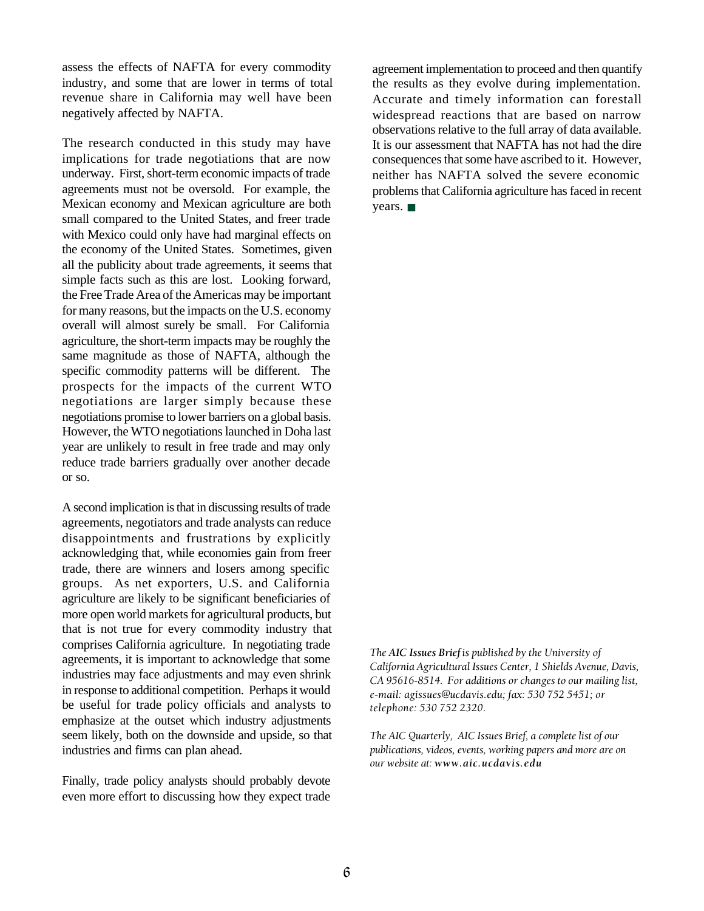assess the effects of NAFTA for every commodity industry, and some that are lower in terms of total revenue share in California may well have been negatively affected by NAFTA.

The research conducted in this study may have implications for trade negotiations that are now underway. First, short-term economic impacts of trade agreements must not be oversold. For example, the Mexican economy and Mexican agriculture are both small compared to the United States, and freer trade with Mexico could only have had marginal effects on the economy of the United States. Sometimes, given all the publicity about trade agreements, it seems that simple facts such as this are lost. Looking forward, the Free Trade Area of the Americas may be important for many reasons, but the impacts on the U.S. economy overall will almost surely be small. For California agriculture, the short-term impacts may be roughly the same magnitude as those of NAFTA, although the specific commodity patterns will be different. The prospects for the impacts of the current WTO negotiations are larger simply because these negotiations promise to lower barriers on a global basis. However, the WTO negotiations launched in Doha last year are unlikely to result in free trade and may only reduce trade barriers gradually over another decade or so.

A second implication is that in discussing results of trade agreements, negotiators and trade analysts can reduce disappointments and frustrations by explicitly acknowledging that, while economies gain from freer trade, there are winners and losers among specific groups. As net exporters, U.S. and California agriculture are likely to be significant beneficiaries of more open world markets for agricultural products, but that is not true for every commodity industry that comprises California agriculture. In negotiating trade agreements, it is important to acknowledge that some industries may face adjustments and may even shrink in response to additional competition. Perhaps it would be useful for trade policy officials and analysts to emphasize at the outset which industry adjustments seem likely, both on the downside and upside, so that industries and firms can plan ahead.

Finally, trade policy analysts should probably devote even more effort to discussing how they expect trade agreement implementation to proceed and then quantify the results as they evolve during implementation. Accurate and timely information can forestall widespread reactions that are based on narrow observations relative to the full array of data available. It is our assessment that NAFTA has not had the dire consequences that some have ascribed to it. However, neither has NAFTA solved the severe economic problems that California agriculture has faced in recent years. ■

*The **AIC Issues Brief** is published by the University of California Agricultural Issues Center, 1 Shields Avenue, Davis, CA 95616-8514. For additions or changes to our mailing list, e-mail: agissues@ucdavis.edu; fax: 530 752 5451; or telephone: 530 752 2320.*

*The AIC Quarterly, AIC Issues Brief, a complete list of our publications, videos, events, working papers and more are on our website at:* ***www.aic.ucdavis.edu***